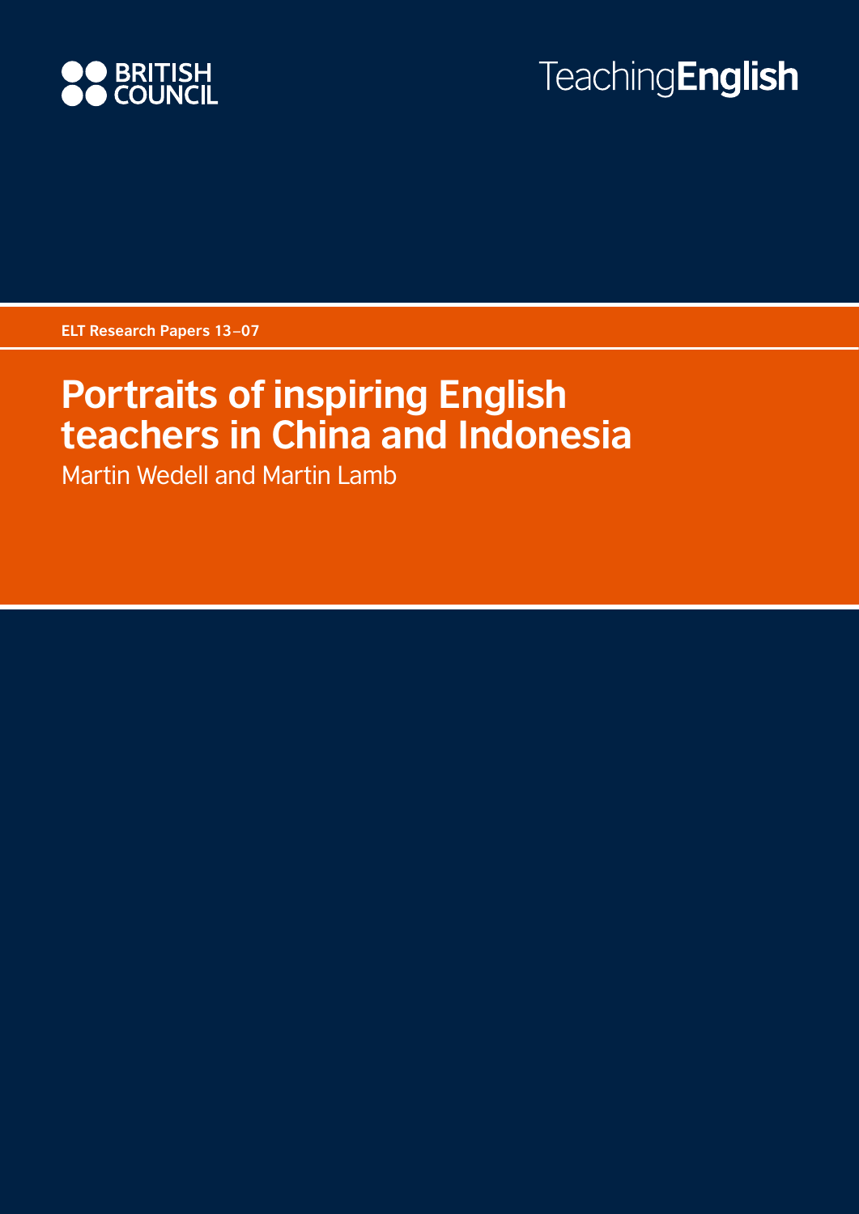BRITISH COUNCIL

TeachingEnglish

**ELT Research Papers 13–07**

# Portraits of inspiring English teachers in China and Indonesia

Martin Wedell and Martin Lamb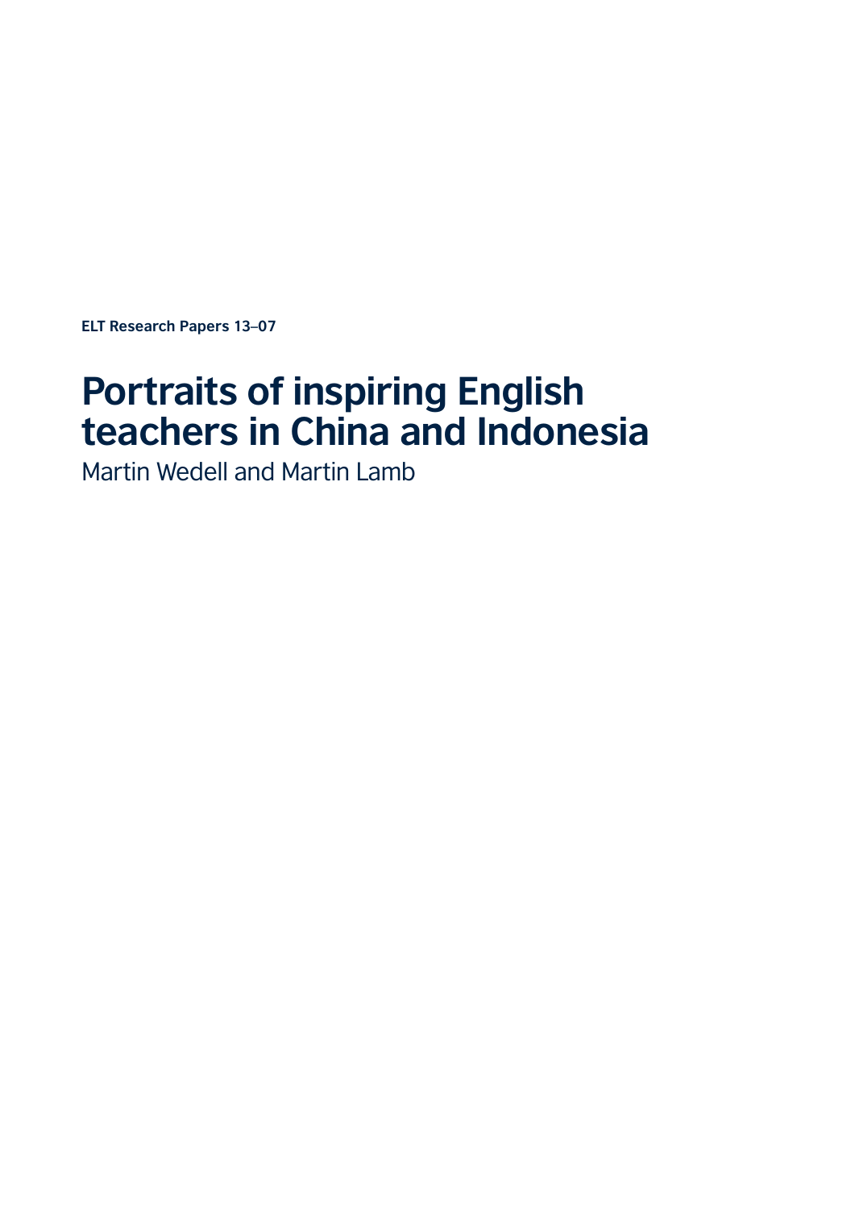**ELT Research Papers 13–07**

# Portraits of inspiring English teachers in China and Indonesia

Martin Wedell and Martin Lamb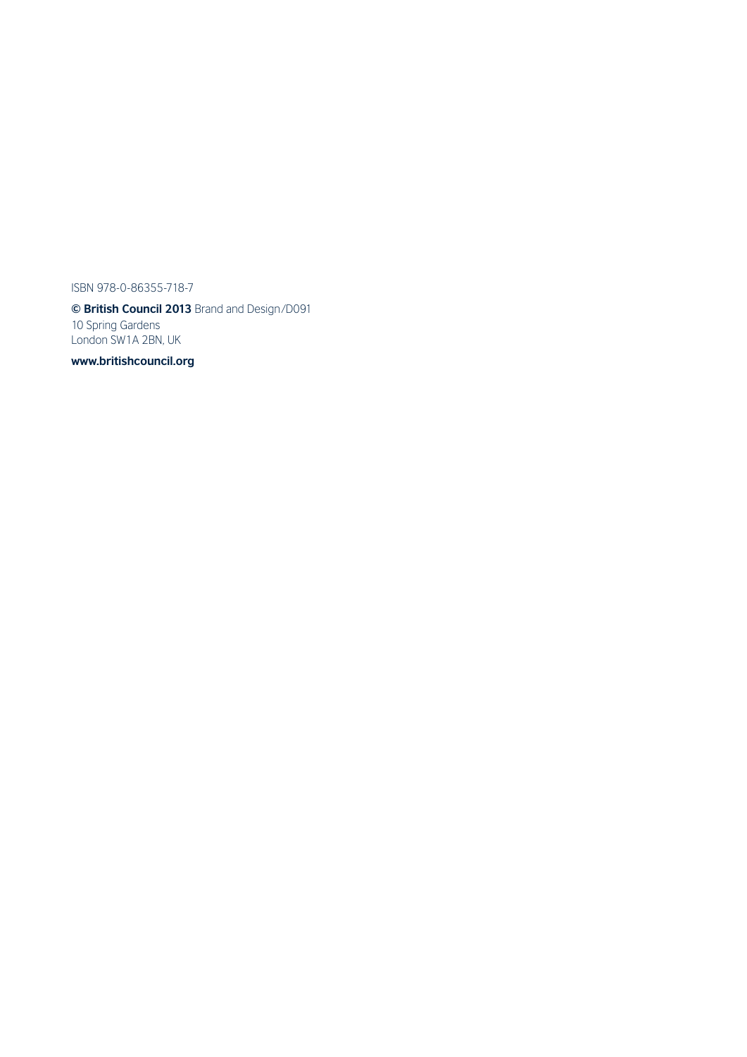ISBN 978-0-86355-718-7

**© British Council 2013** Brand and Design/D091
10 Spring Gardens
London SW1A 2BN, UK

**www.britishcouncil.org**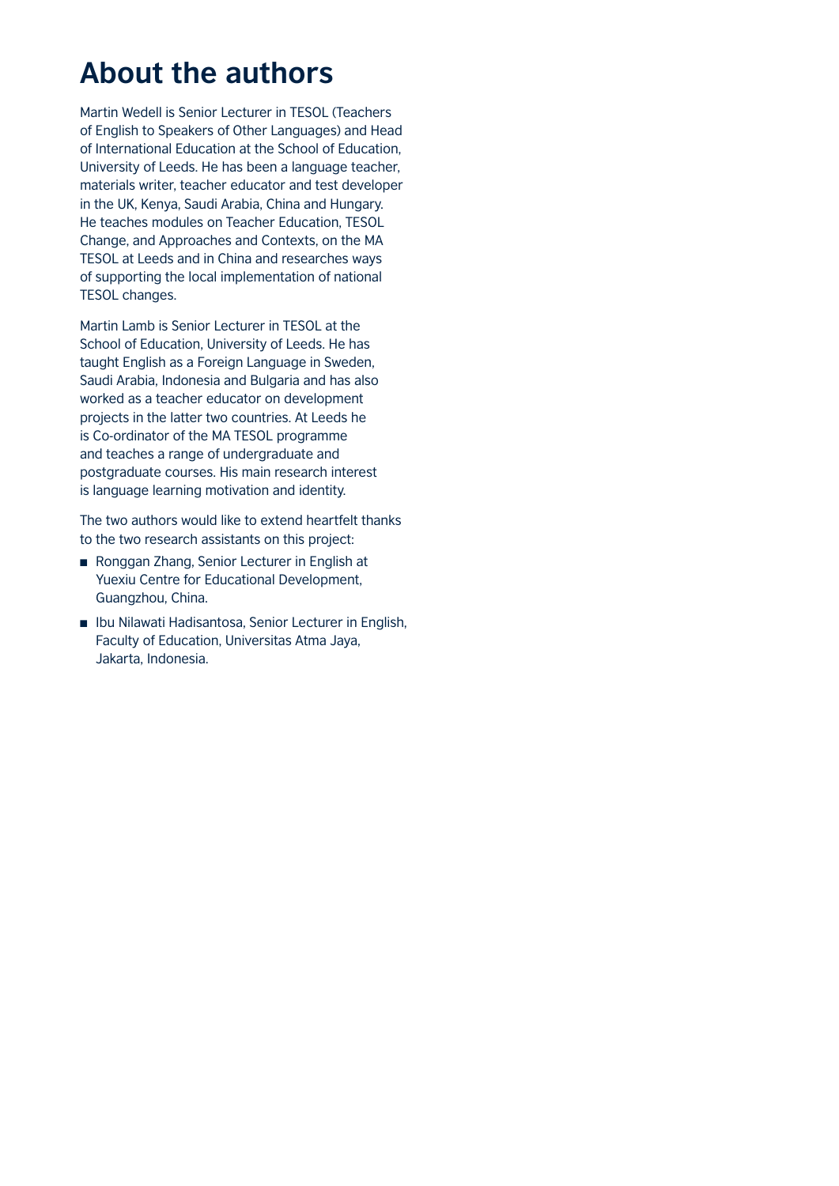# About the authors

Martin Wedell is Senior Lecturer in TESOL (Teachers of English to Speakers of Other Languages) and Head of International Education at the School of Education, University of Leeds. He has been a language teacher, materials writer, teacher educator and test developer in the UK, Kenya, Saudi Arabia, China and Hungary. He teaches modules on Teacher Education, TESOL Change, and Approaches and Contexts, on the MA TESOL at Leeds and in China and researches ways of supporting the local implementation of national TESOL changes.

Martin Lamb is Senior Lecturer in TESOL at the School of Education, University of Leeds. He has taught English as a Foreign Language in Sweden, Saudi Arabia, Indonesia and Bulgaria and has also worked as a teacher educator on development projects in the latter two countries. At Leeds he is Co-ordinator of the MA TESOL programme and teaches a range of undergraduate and postgraduate courses. His main research interest is language learning motivation and identity.

The two authors would like to extend heartfelt thanks to the two research assistants on this project:

- Ronggan Zhang, Senior Lecturer in English at Yuexiu Centre for Educational Development, Guangzhou, China.
- Ibu Nilawati Hadisantosa, Senior Lecturer in English, Faculty of Education, Universitas Atma Jaya, Jakarta, Indonesia.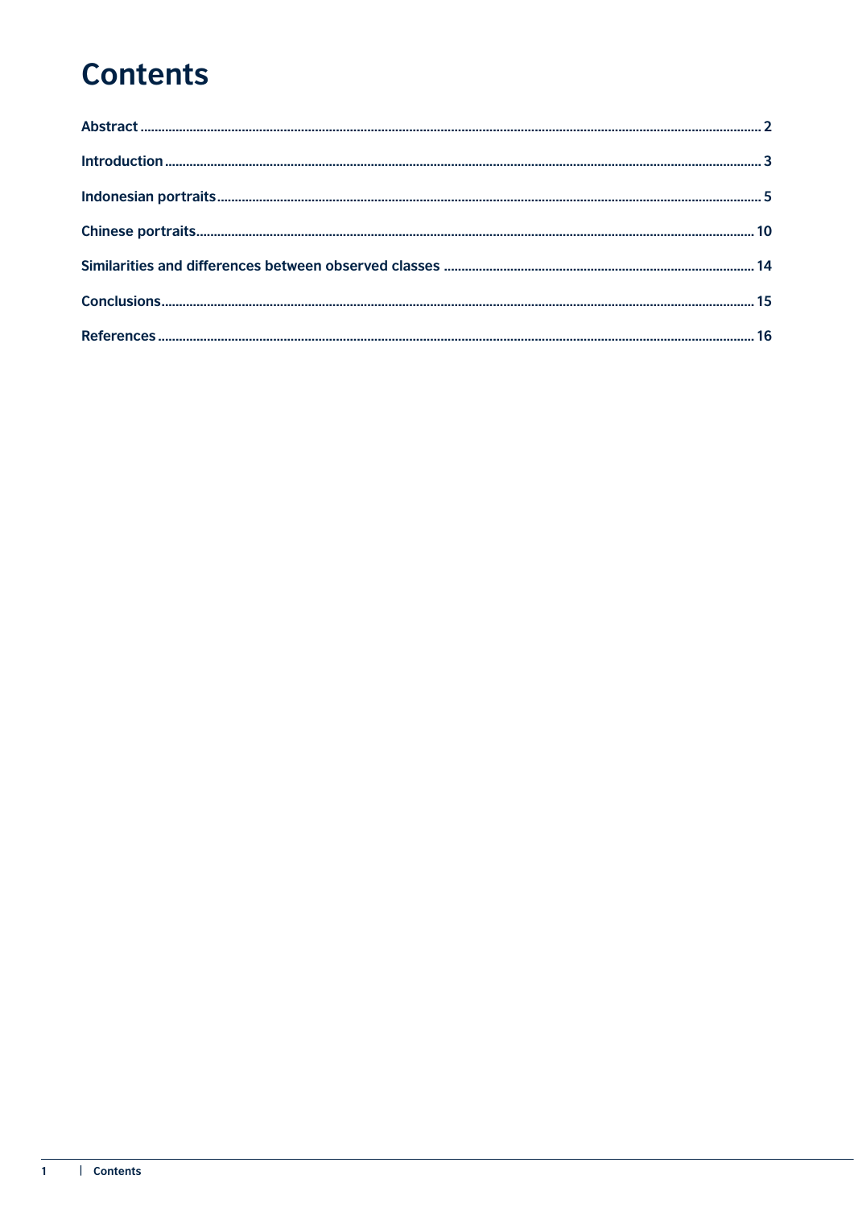# Contents

Abstract ........ 2

Introduction ........ 3

Indonesian portraits ........ 5

Chinese portraits ........ 10

Similarities and differences between observed classes ........ 14

Conclusions ........ 15

References ........ 16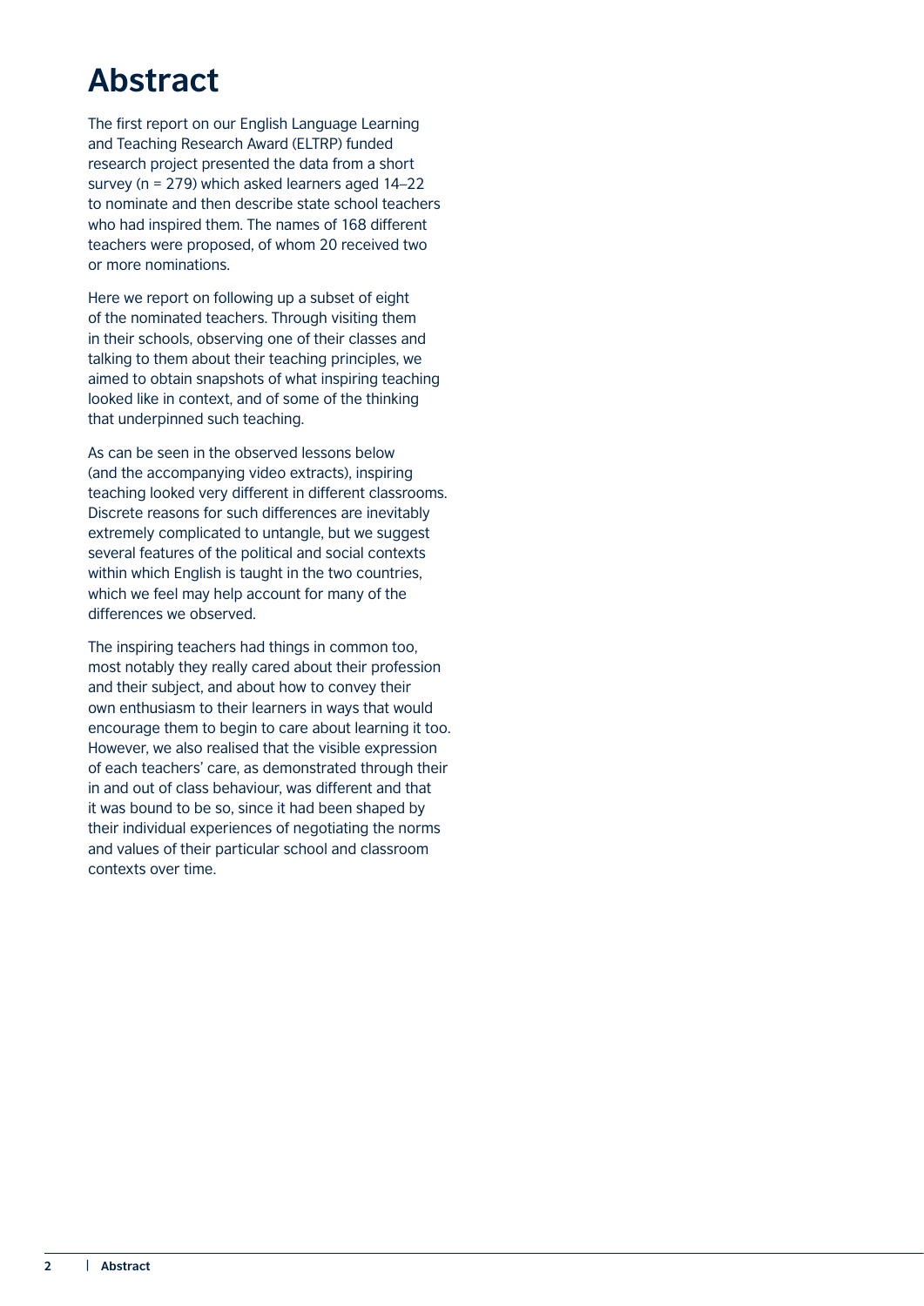# Abstract

The first report on our English Language Learning and Teaching Research Award (ELTRP) funded research project presented the data from a short survey (n = 279) which asked learners aged 14–22 to nominate and then describe state school teachers who had inspired them. The names of 168 different teachers were proposed, of whom 20 received two or more nominations.

Here we report on following up a subset of eight of the nominated teachers. Through visiting them in their schools, observing one of their classes and talking to them about their teaching principles, we aimed to obtain snapshots of what inspiring teaching looked like in context, and of some of the thinking that underpinned such teaching.

As can be seen in the observed lessons below (and the accompanying video extracts), inspiring teaching looked very different in different classrooms. Discrete reasons for such differences are inevitably extremely complicated to untangle, but we suggest several features of the political and social contexts within which English is taught in the two countries, which we feel may help account for many of the differences we observed.

The inspiring teachers had things in common too, most notably they really cared about their profession and their subject, and about how to convey their own enthusiasm to their learners in ways that would encourage them to begin to care about learning it too. However, we also realised that the visible expression of each teachers' care, as demonstrated through their in and out of class behaviour, was different and that it was bound to be so, since it had been shaped by their individual experiences of negotiating the norms and values of their particular school and classroom contexts over time.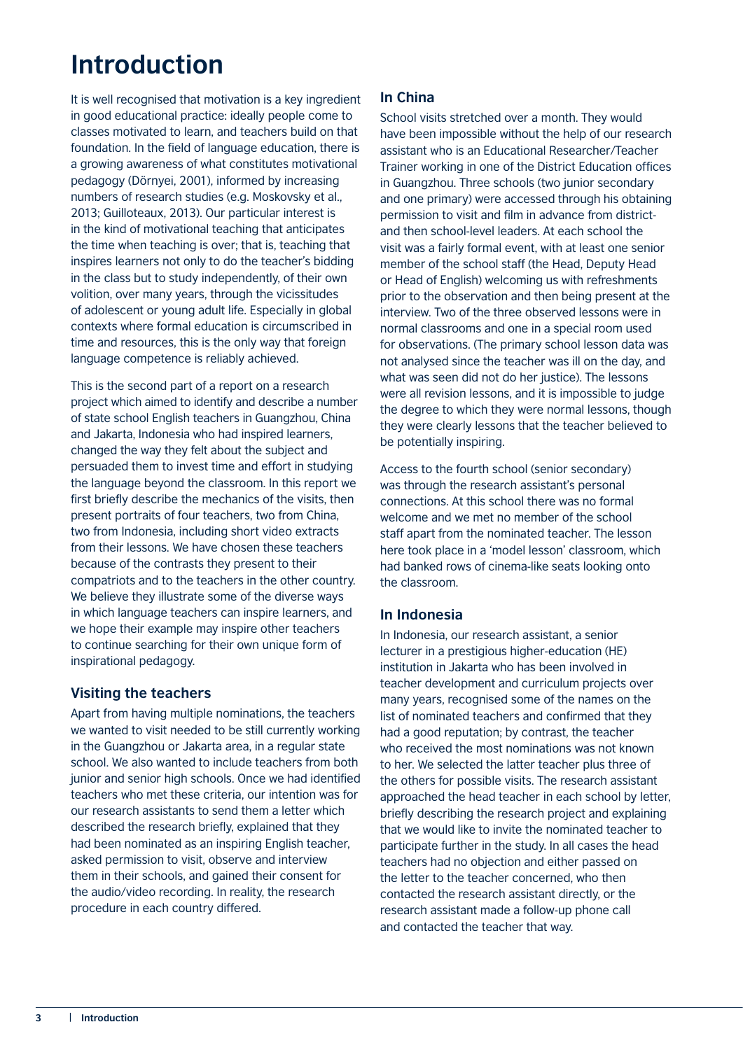# Introduction

It is well recognised that motivation is a key ingredient in good educational practice: ideally people come to classes motivated to learn, and teachers build on that foundation. In the field of language education, there is a growing awareness of what constitutes motivational pedagogy (Dörnyei, 2001), informed by increasing numbers of research studies (e.g. Moskovsky et al., 2013; Guilloteaux, 2013). Our particular interest is in the kind of motivational teaching that anticipates the time when teaching is over; that is, teaching that inspires learners not only to do the teacher's bidding in the class but to study independently, of their own volition, over many years, through the vicissitudes of adolescent or young adult life. Especially in global contexts where formal education is circumscribed in time and resources, this is the only way that foreign language competence is reliably achieved.

This is the second part of a report on a research project which aimed to identify and describe a number of state school English teachers in Guangzhou, China and Jakarta, Indonesia who had inspired learners, changed the way they felt about the subject and persuaded them to invest time and effort in studying the language beyond the classroom. In this report we first briefly describe the mechanics of the visits, then present portraits of four teachers, two from China, two from Indonesia, including short video extracts from their lessons. We have chosen these teachers because of the contrasts they present to their compatriots and to the teachers in the other country. We believe they illustrate some of the diverse ways in which language teachers can inspire learners, and we hope their example may inspire other teachers to continue searching for their own unique form of inspirational pedagogy.

## Visiting the teachers

Apart from having multiple nominations, the teachers we wanted to visit needed to be still currently working in the Guangzhou or Jakarta area, in a regular state school. We also wanted to include teachers from both junior and senior high schools. Once we had identified teachers who met these criteria, our intention was for our research assistants to send them a letter which described the research briefly, explained that they had been nominated as an inspiring English teacher, asked permission to visit, observe and interview them in their schools, and gained their consent for the audio/video recording. In reality, the research procedure in each country differed.

### In China

School visits stretched over a month. They would have been impossible without the help of our research assistant who is an Educational Researcher/Teacher Trainer working in one of the District Education offices in Guangzhou. Three schools (two junior secondary and one primary) were accessed through his obtaining permission to visit and film in advance from district- and then school-level leaders. At each school the visit was a fairly formal event, with at least one senior member of the school staff (the Head, Deputy Head or Head of English) welcoming us with refreshments prior to the observation and then being present at the interview. Two of the three observed lessons were in normal classrooms and one in a special room used for observations. (The primary school lesson data was not analysed since the teacher was ill on the day, and what was seen did not do her justice). The lessons were all revision lessons, and it is impossible to judge the degree to which they were normal lessons, though they were clearly lessons that the teacher believed to be potentially inspiring.

Access to the fourth school (senior secondary) was through the research assistant's personal connections. At this school there was no formal welcome and we met no member of the school staff apart from the nominated teacher. The lesson here took place in a 'model lesson' classroom, which had banked rows of cinema-like seats looking onto the classroom.

### In Indonesia

In Indonesia, our research assistant, a senior lecturer in a prestigious higher-education (HE) institution in Jakarta who has been involved in teacher development and curriculum projects over many years, recognised some of the names on the list of nominated teachers and confirmed that they had a good reputation; by contrast, the teacher who received the most nominations was not known to her. We selected the latter teacher plus three of the others for possible visits. The research assistant approached the head teacher in each school by letter, briefly describing the research project and explaining that we would like to invite the nominated teacher to participate further in the study. In all cases the head teachers had no objection and either passed on the letter to the teacher concerned, who then contacted the research assistant directly, or the research assistant made a follow-up phone call and contacted the teacher that way.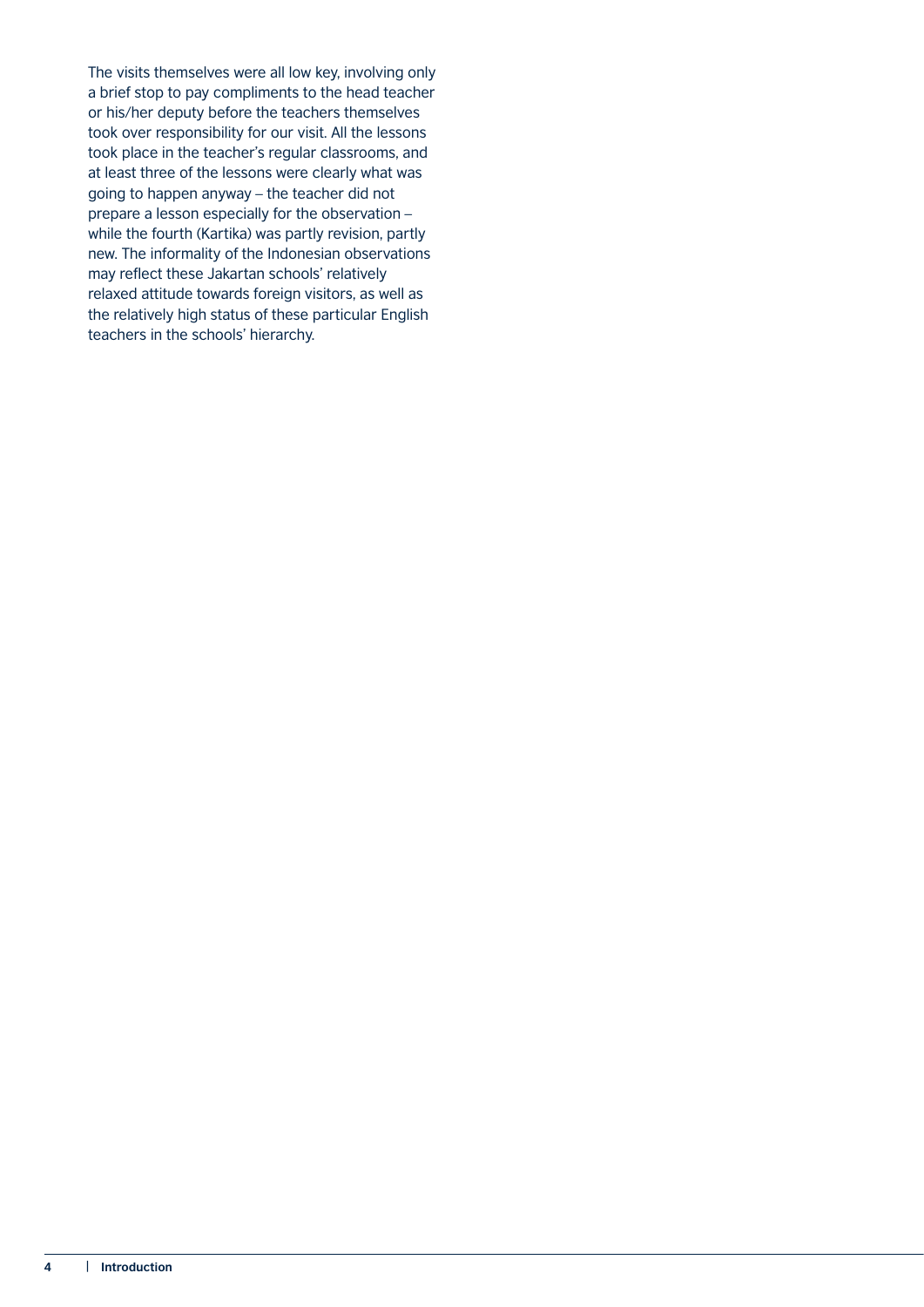The visits themselves were all low key, involving only a brief stop to pay compliments to the head teacher or his/her deputy before the teachers themselves took over responsibility for our visit. All the lessons took place in the teacher's regular classrooms, and at least three of the lessons were clearly what was going to happen anyway – the teacher did not prepare a lesson especially for the observation – while the fourth (Kartika) was partly revision, partly new. The informality of the Indonesian observations may reflect these Jakartan schools' relatively relaxed attitude towards foreign visitors, as well as the relatively high status of these particular English teachers in the schools' hierarchy.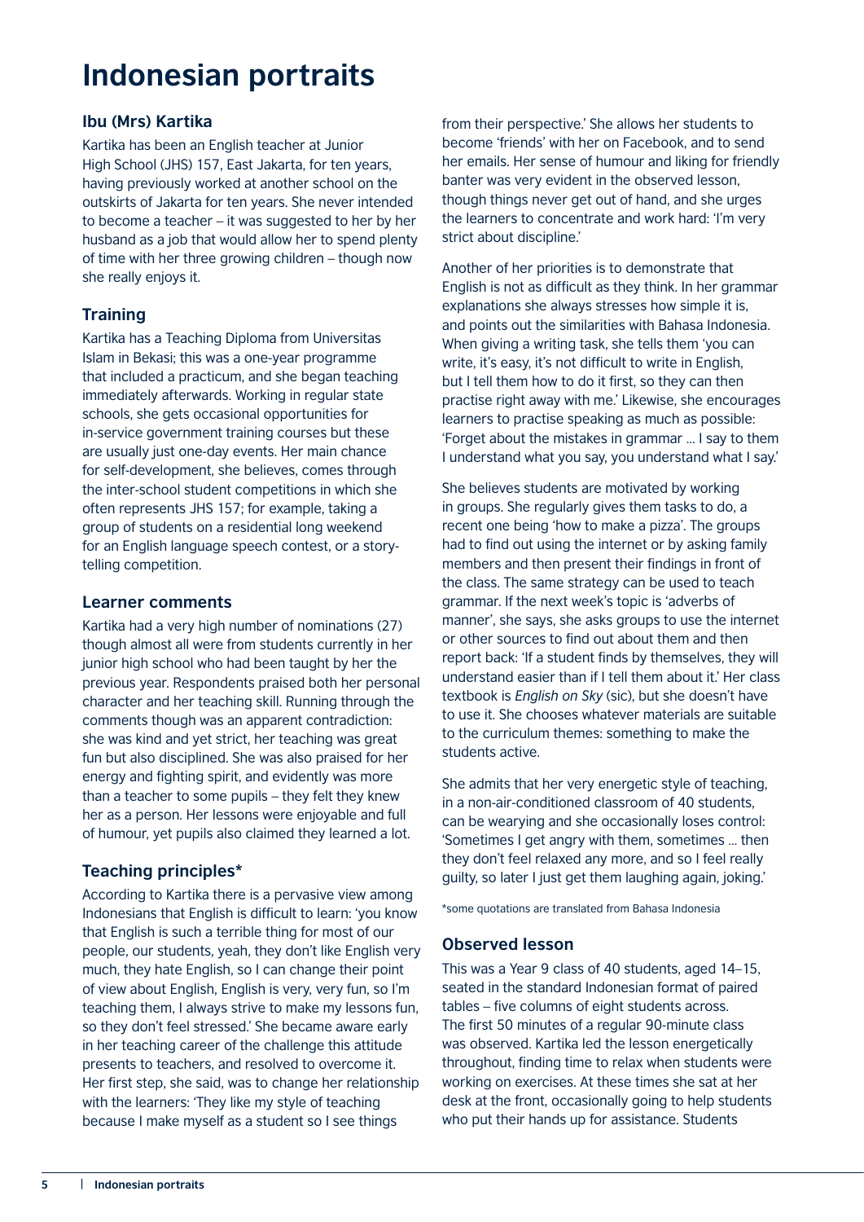# Indonesian portraits

### Ibu (Mrs) Kartika

Kartika has been an English teacher at Junior High School (JHS) 157, East Jakarta, for ten years, having previously worked at another school on the outskirts of Jakarta for ten years. She never intended to become a teacher – it was suggested to her by her husband as a job that would allow her to spend plenty of time with her three growing children – though now she really enjoys it.

### Training

Kartika has a Teaching Diploma from Universitas Islam in Bekasi; this was a one-year programme that included a practicum, and she began teaching immediately afterwards. Working in regular state schools, she gets occasional opportunities for in-service government training courses but these are usually just one-day events. Her main chance for self-development, she believes, comes through the inter-school student competitions in which she often represents JHS 157; for example, taking a group of students on a residential long weekend for an English language speech contest, or a story-telling competition.

### Learner comments

Kartika had a very high number of nominations (27) though almost all were from students currently in her junior high school who had been taught by her the previous year. Respondents praised both her personal character and her teaching skill. Running through the comments though was an apparent contradiction: she was kind and yet strict, her teaching was great fun but also disciplined. She was also praised for her energy and fighting spirit, and evidently was more than a teacher to some pupils – they felt they knew her as a person. Her lessons were enjoyable and full of humour, yet pupils also claimed they learned a lot.

### Teaching principles*

According to Kartika there is a pervasive view among Indonesians that English is difficult to learn: 'you know that English is such a terrible thing for most of our people, our students, yeah, they don't like English very much, they hate English, so I can change their point of view about English, English is very, very fun, so I'm teaching them, I always strive to make my lessons fun, so they don't feel stressed.' She became aware early in her teaching career of the challenge this attitude presents to teachers, and resolved to overcome it. Her first step, she said, was to change her relationship with the learners: 'They like my style of teaching because I make myself as a student so I see things from their perspective.' She allows her students to become 'friends' with her on Facebook, and to send her emails. Her sense of humour and liking for friendly banter was very evident in the observed lesson, though things never get out of hand, and she urges the learners to concentrate and work hard: 'I'm very strict about discipline.'

Another of her priorities is to demonstrate that English is not as difficult as they think. In her grammar explanations she always stresses how simple it is, and points out the similarities with Bahasa Indonesia. When giving a writing task, she tells them 'you can write, it's easy, it's not difficult to write in English, but I tell them how to do it first, so they can then practise right away with me.' Likewise, she encourages learners to practise speaking as much as possible: 'Forget about the mistakes in grammar … I say to them I understand what you say, you understand what I say.'

She believes students are motivated by working in groups. She regularly gives them tasks to do, a recent one being 'how to make a pizza'. The groups had to find out using the internet or by asking family members and then present their findings in front of the class. The same strategy can be used to teach grammar. If the next week's topic is 'adverbs of manner', she says, she asks groups to use the internet or other sources to find out about them and then report back: 'If a student finds by themselves, they will understand easier than if I tell them about it.' Her class textbook is *English on Sky* (sic), but she doesn't have to use it. She chooses whatever materials are suitable to the curriculum themes: something to make the students active.

She admits that her very energetic style of teaching, in a non-air-conditioned classroom of 40 students, can be wearying and she occasionally loses control: 'Sometimes I get angry with them, sometimes … then they don't feel relaxed any more, and so I feel really guilty, so later I just get them laughing again, joking.'

*some quotations are translated from Bahasa Indonesia

### Observed lesson

This was a Year 9 class of 40 students, aged 14–15, seated in the standard Indonesian format of paired tables – five columns of eight students across. The first 50 minutes of a regular 90-minute class was observed. Kartika led the lesson energetically throughout, finding time to relax when students were working on exercises. At these times she sat at her desk at the front, occasionally going to help students who put their hands up for assistance. Students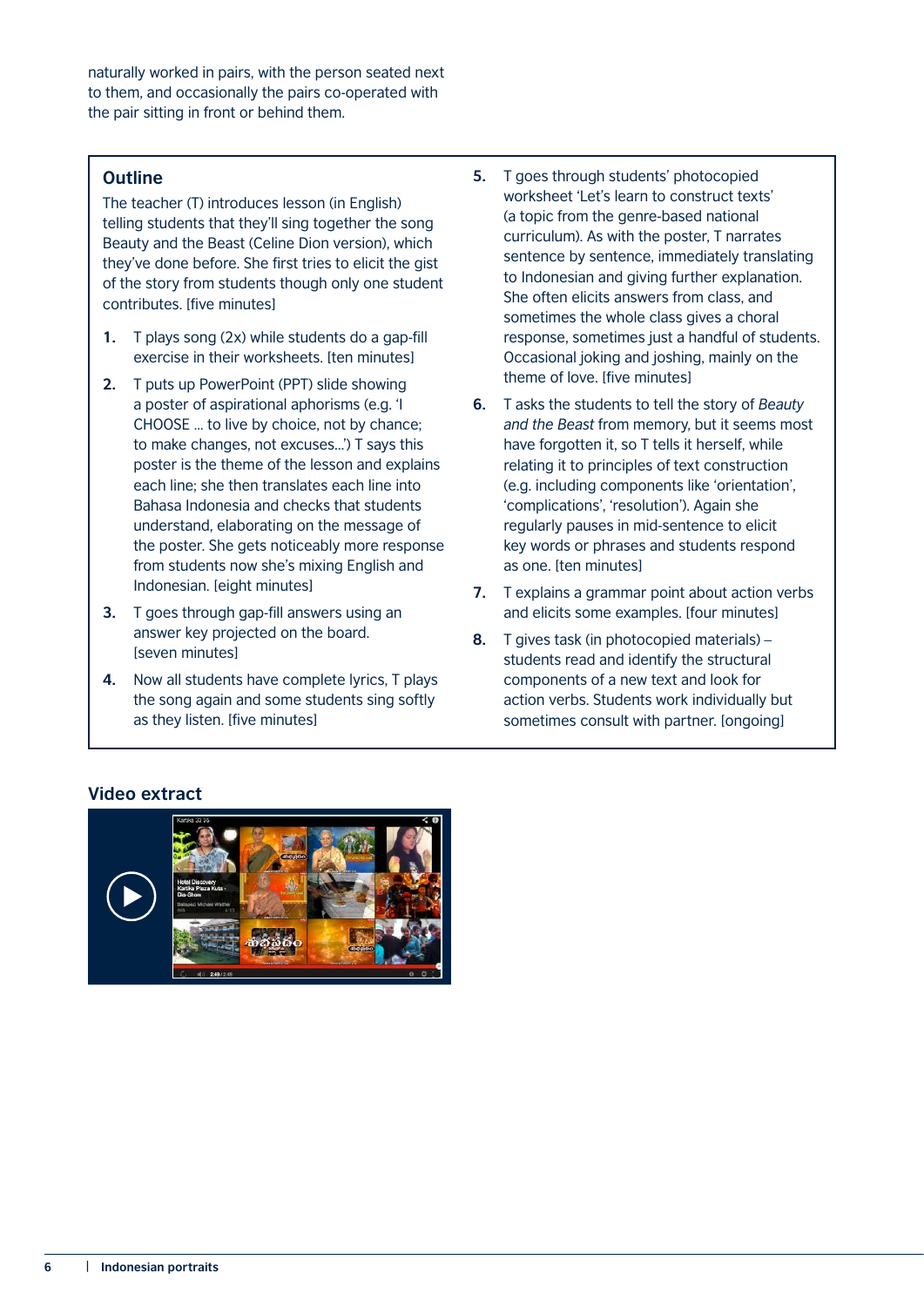naturally worked in pairs, with the person seated next to them, and occasionally the pairs co-operated with the pair sitting in front or behind them.

## Outline

The teacher (T) introduces lesson (in English) telling students that they'll sing together the song Beauty and the Beast (Celine Dion version), which they've done before. She first tries to elicit the gist of the story from students though only one student contributes. [five minutes]

1. T plays song (2x) while students do a gap-fill exercise in their worksheets. [ten minutes]
2. T puts up PowerPoint (PPT) slide showing a poster of aspirational aphorisms (e.g. 'I CHOOSE … to live by choice, not by chance; to make changes, not excuses…') T says this poster is the theme of the lesson and explains each line; she then translates each line into Bahasa Indonesia and checks that students understand, elaborating on the message of the poster. She gets noticeably more response from students now she's mixing English and Indonesian. [eight minutes]
3. T goes through gap-fill answers using an answer key projected on the board. [seven minutes]
4. Now all students have complete lyrics, T plays the song again and some students sing softly as they listen. [five minutes]
5. T goes through students' photocopied worksheet 'Let's learn to construct texts' (a topic from the genre-based national curriculum). As with the poster, T narrates sentence by sentence, immediately translating to Indonesian and giving further explanation. She often elicits answers from class, and sometimes the whole class gives a choral response, sometimes just a handful of students. Occasional joking and joshing, mainly on the theme of love. [five minutes]
6. T asks the students to tell the story of *Beauty and the Beast* from memory, but it seems most have forgotten it, so T tells it herself, while relating it to principles of text construction (e.g. including components like 'orientation', 'complications', 'resolution'). Again she regularly pauses in mid-sentence to elicit key words or phrases and students respond as one. [ten minutes]
7. T explains a grammar point about action verbs and elicits some examples. [four minutes]
8. T gives task (in photocopied materials) – students read and identify the structural components of a new text and look for action verbs. Students work individually but sometimes consult with partner. [ongoing]

## Video extract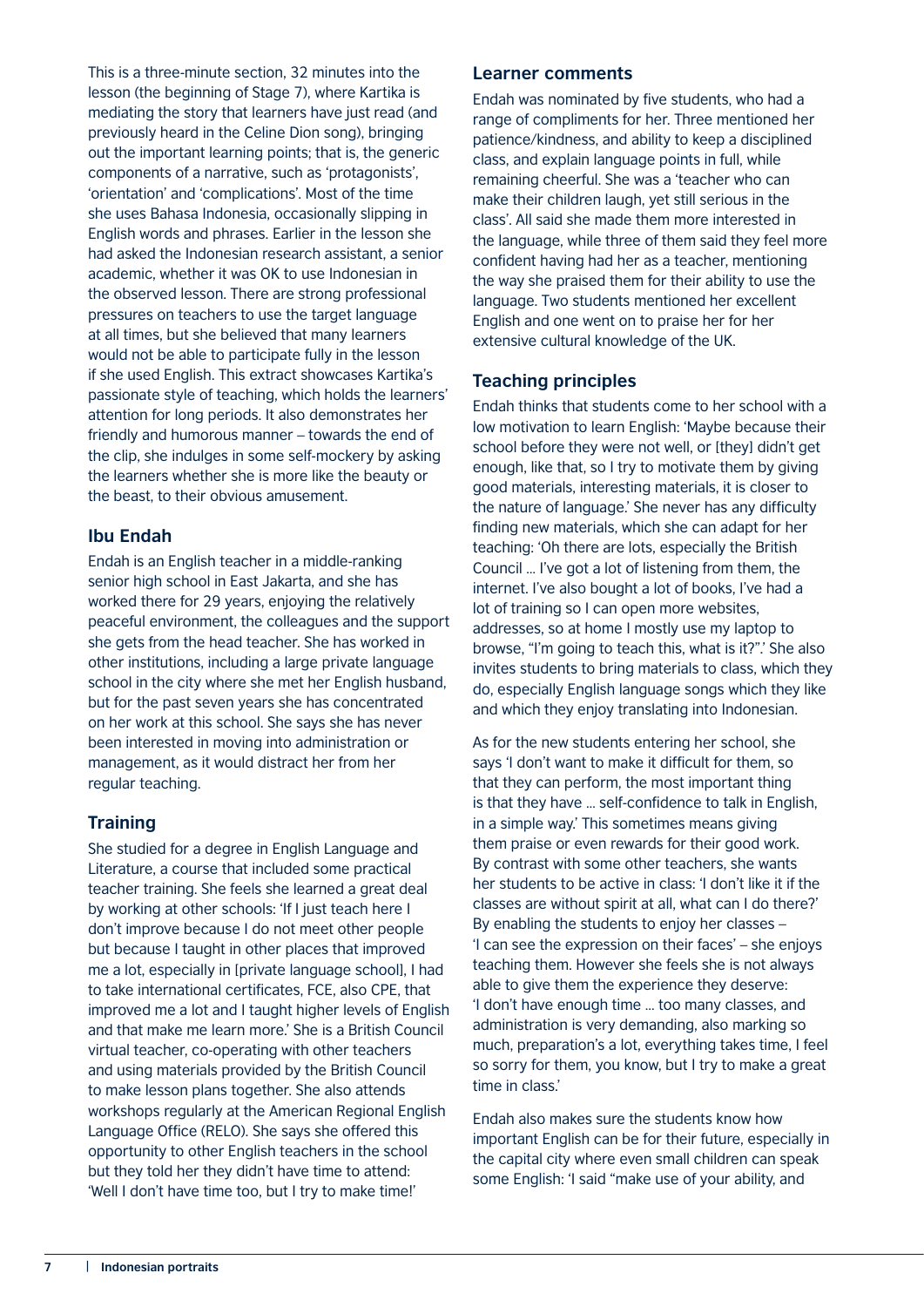This is a three-minute section, 32 minutes into the lesson (the beginning of Stage 7), where Kartika is mediating the story that learners have just read (and previously heard in the Celine Dion song), bringing out the important learning points; that is, the generic components of a narrative, such as 'protagonists', 'orientation' and 'complications'. Most of the time she uses Bahasa Indonesia, occasionally slipping in English words and phrases. Earlier in the lesson she had asked the Indonesian research assistant, a senior academic, whether it was OK to use Indonesian in the observed lesson. There are strong professional pressures on teachers to use the target language at all times, but she believed that many learners would not be able to participate fully in the lesson if she used English. This extract showcases Kartika's passionate style of teaching, which holds the learners' attention for long periods. It also demonstrates her friendly and humorous manner – towards the end of the clip, she indulges in some self-mockery by asking the learners whether she is more like the beauty or the beast, to their obvious amusement.

## Ibu Endah

Endah is an English teacher in a middle-ranking senior high school in East Jakarta, and she has worked there for 29 years, enjoying the relatively peaceful environment, the colleagues and the support she gets from the head teacher. She has worked in other institutions, including a large private language school in the city where she met her English husband, but for the past seven years she has concentrated on her work at this school. She says she has never been interested in moving into administration or management, as it would distract her from her regular teaching.

### Training

She studied for a degree in English Language and Literature, a course that included some practical teacher training. She feels she learned a great deal by working at other schools: 'If I just teach here I don't improve because I do not meet other people but because I taught in other places that improved me a lot, especially in [private language school], I had to take international certificates, FCE, also CPE, that improved me a lot and I taught higher levels of English and that make me learn more.' She is a British Council virtual teacher, co-operating with other teachers and using materials provided by the British Council to make lesson plans together. She also attends workshops regularly at the American Regional English Language Office (RELO). She says she offered this opportunity to other English teachers in the school but they told her they didn't have time to attend: 'Well I don't have time too, but I try to make time!'

### Learner comments

Endah was nominated by five students, who had a range of compliments for her. Three mentioned her patience/kindness, and ability to keep a disciplined class, and explain language points in full, while remaining cheerful. She was a 'teacher who can make their children laugh, yet still serious in the class'. All said she made them more interested in the language, while three of them said they feel more confident having had her as a teacher, mentioning the way she praised them for their ability to use the language. Two students mentioned her excellent English and one went on to praise her for her extensive cultural knowledge of the UK.

### Teaching principles

Endah thinks that students come to her school with a low motivation to learn English: 'Maybe because their school before they were not well, or [they] didn't get enough, like that, so I try to motivate them by giving good materials, interesting materials, it is closer to the nature of language.' She never has any difficulty finding new materials, which she can adapt for her teaching: 'Oh there are lots, especially the British Council ... I've got a lot of listening from them, the internet. I've also bought a lot of books, I've had a lot of training so I can open more websites, addresses, so at home I mostly use my laptop to browse, "I'm going to teach this, what is it?".' She also invites students to bring materials to class, which they do, especially English language songs which they like and which they enjoy translating into Indonesian.

As for the new students entering her school, she says 'I don't want to make it difficult for them, so that they can perform, the most important thing is that they have ... self-confidence to talk in English, in a simple way.' This sometimes means giving them praise or even rewards for their good work. By contrast with some other teachers, she wants her students to be active in class: 'I don't like it if the classes are without spirit at all, what can I do there?' By enabling the students to enjoy her classes – 'I can see the expression on their faces' – she enjoys teaching them. However she feels she is not always able to give them the experience they deserve: 'I don't have enough time ... too many classes, and administration is very demanding, also marking so much, preparation's a lot, everything takes time, I feel so sorry for them, you know, but I try to make a great time in class.'

Endah also makes sure the students know how important English can be for their future, especially in the capital city where even small children can speak some English: 'I said "make use of your ability, and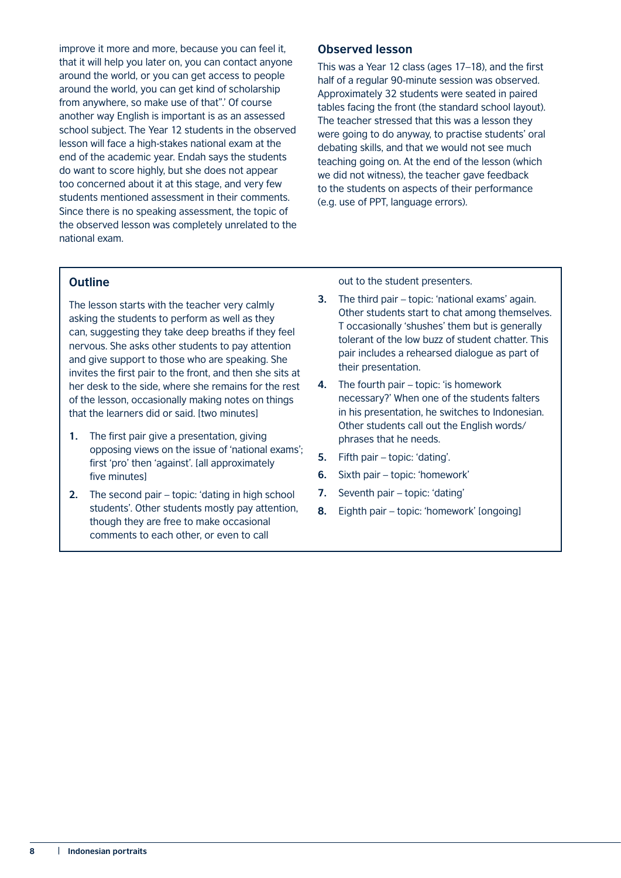improve it more and more, because you can feel it, that it will help you later on, you can contact anyone around the world, or you can get access to people around the world, you can get kind of scholarship from anywhere, so make use of that".' Of course another way English is important is as an assessed school subject. The Year 12 students in the observed lesson will face a high-stakes national exam at the end of the academic year. Endah says the students do want to score highly, but she does not appear too concerned about it at this stage, and very few students mentioned assessment in their comments. Since there is no speaking assessment, the topic of the observed lesson was completely unrelated to the national exam.

### Observed lesson

This was a Year 12 class (ages 17–18), and the first half of a regular 90-minute session was observed. Approximately 32 students were seated in paired tables facing the front (the standard school layout). The teacher stressed that this was a lesson they were going to do anyway, to practise students' oral debating skills, and that we would not see much teaching going on. At the end of the lesson (which we did not witness), the teacher gave feedback to the students on aspects of their performance (e.g. use of PPT, language errors).

### Outline

The lesson starts with the teacher very calmly asking the students to perform as well as they can, suggesting they take deep breaths if they feel nervous. She asks other students to pay attention and give support to those who are speaking. She invites the first pair to the front, and then she sits at her desk to the side, where she remains for the rest of the lesson, occasionally making notes on things that the learners did or said. [two minutes]

1. The first pair give a presentation, giving opposing views on the issue of 'national exams'; first 'pro' then 'against'. [all approximately five minutes]
2. The second pair – topic: 'dating in high school students'. Other students mostly pay attention, though they are free to make occasional comments to each other, or even to call out to the student presenters.
3. The third pair – topic: 'national exams' again. Other students start to chat among themselves. T occasionally 'shushes' them but is generally tolerant of the low buzz of student chatter. This pair includes a rehearsed dialogue as part of their presentation.
4. The fourth pair – topic: 'is homework necessary?' When one of the students falters in his presentation, he switches to Indonesian. Other students call out the English words/phrases that he needs.
5. Fifth pair – topic: 'dating'.
6. Sixth pair – topic: 'homework'
7. Seventh pair – topic: 'dating'
8. Eighth pair – topic: 'homework' [ongoing]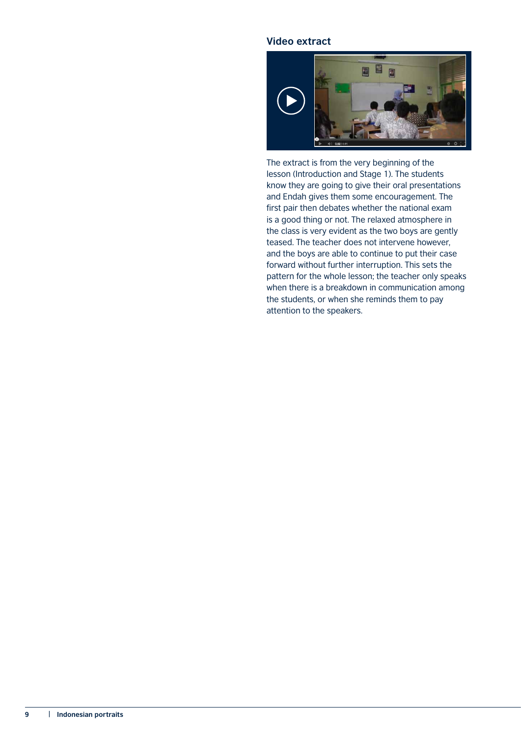### Video extract

The extract is from the very beginning of the lesson (Introduction and Stage 1). The students know they are going to give their oral presentations and Endah gives them some encouragement. The first pair then debates whether the national exam is a good thing or not. The relaxed atmosphere in the class is very evident as the two boys are gently teased. The teacher does not intervene however, and the boys are able to continue to put their case forward without further interruption. This sets the pattern for the whole lesson; the teacher only speaks when there is a breakdown in communication among the students, or when she reminds them to pay attention to the speakers.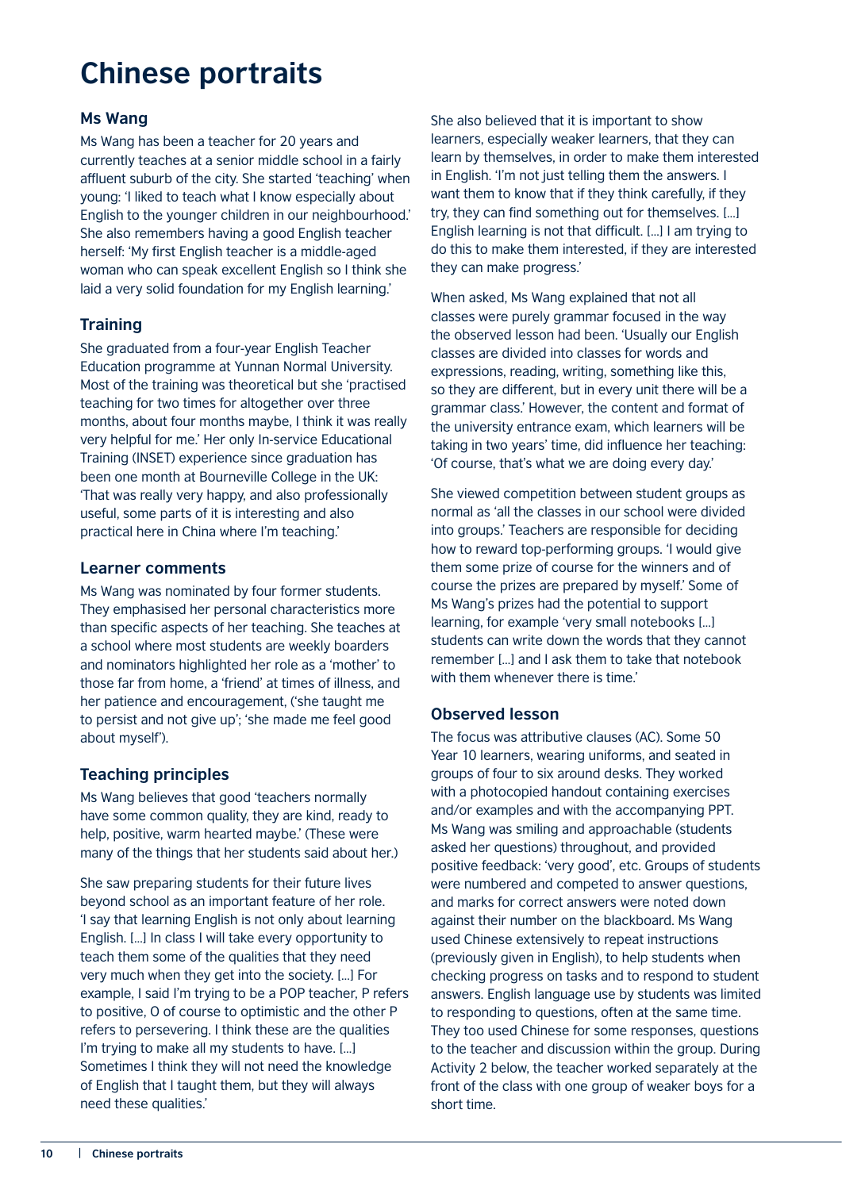# Chinese portraits

## Ms Wang

Ms Wang has been a teacher for 20 years and currently teaches at a senior middle school in a fairly affluent suburb of the city. She started 'teaching' when young: 'I liked to teach what I know especially about English to the younger children in our neighbourhood.' She also remembers having a good English teacher herself: 'My first English teacher is a middle-aged woman who can speak excellent English so I think she laid a very solid foundation for my English learning.'

### Training

She graduated from a four-year English Teacher Education programme at Yunnan Normal University. Most of the training was theoretical but she 'practised teaching for two times for altogether over three months, about four months maybe, I think it was really very helpful for me.' Her only In-service Educational Training (INSET) experience since graduation has been one month at Bourneville College in the UK: 'That was really very happy, and also professionally useful, some parts of it is interesting and also practical here in China where I'm teaching.'

### Learner comments

Ms Wang was nominated by four former students. They emphasised her personal characteristics more than specific aspects of her teaching. She teaches at a school where most students are weekly boarders and nominators highlighted her role as a 'mother' to those far from home, a 'friend' at times of illness, and her patience and encouragement, ('she taught me to persist and not give up'; 'she made me feel good about myself').

### Teaching principles

Ms Wang believes that good 'teachers normally have some common quality, they are kind, ready to help, positive, warm hearted maybe.' (These were many of the things that her students said about her.)

She saw preparing students for their future lives beyond school as an important feature of her role. 'I say that learning English is not only about learning English. [...] In class I will take every opportunity to teach them some of the qualities that they need very much when they get into the society. [...] For example, I said I'm trying to be a POP teacher, P refers to positive, O of course to optimistic and the other P refers to persevering. I think these are the qualities I'm trying to make all my students to have. [...] Sometimes I think they will not need the knowledge of English that I taught them, but they will always need these qualities.'

She also believed that it is important to show learners, especially weaker learners, that they can learn by themselves, in order to make them interested in English. 'I'm not just telling them the answers. I want them to know that if they think carefully, if they try, they can find something out for themselves. [...] English learning is not that difficult. [...] I am trying to do this to make them interested, if they are interested they can make progress.'

When asked, Ms Wang explained that not all classes were purely grammar focused in the way the observed lesson had been. 'Usually our English classes are divided into classes for words and expressions, reading, writing, something like this, so they are different, but in every unit there will be a grammar class.' However, the content and format of the university entrance exam, which learners will be taking in two years' time, did influence her teaching: 'Of course, that's what we are doing every day.'

She viewed competition between student groups as normal as 'all the classes in our school were divided into groups.' Teachers are responsible for deciding how to reward top-performing groups. 'I would give them some prize of course for the winners and of course the prizes are prepared by myself.' Some of Ms Wang's prizes had the potential to support learning, for example 'very small notebooks [...] students can write down the words that they cannot remember [...] and I ask them to take that notebook with them whenever there is time.'

### Observed lesson

The focus was attributive clauses (AC). Some 50 Year 10 learners, wearing uniforms, and seated in groups of four to six around desks. They worked with a photocopied handout containing exercises and/or examples and with the accompanying PPT. Ms Wang was smiling and approachable (students asked her questions) throughout, and provided positive feedback: 'very good', etc. Groups of students were numbered and competed to answer questions, and marks for correct answers were noted down against their number on the blackboard. Ms Wang used Chinese extensively to repeat instructions (previously given in English), to help students when checking progress on tasks and to respond to student answers. English language use by students was limited to responding to questions, often at the same time. They too used Chinese for some responses, questions to the teacher and discussion within the group. During Activity 2 below, the teacher worked separately at the front of the class with one group of weaker boys for a short time.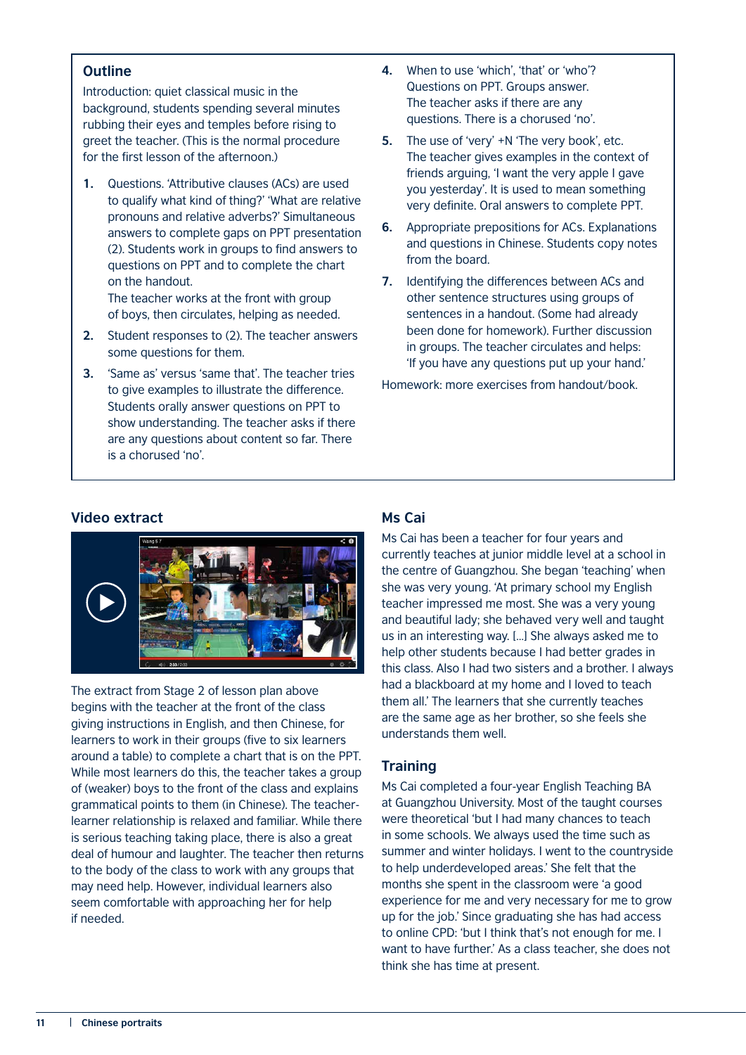## Outline

Introduction: quiet classical music in the background, students spending several minutes rubbing their eyes and temples before rising to greet the teacher. (This is the normal procedure for the first lesson of the afternoon.)

1. Questions. 'Attributive clauses (ACs) are used to qualify what kind of thing?' 'What are relative pronouns and relative adverbs?' Simultaneous answers to complete gaps on PPT presentation (2). Students work in groups to find answers to questions on PPT and to complete the chart on the handout.
   The teacher works at the front with group of boys, then circulates, helping as needed.
2. Student responses to (2). The teacher answers some questions for them.
3. 'Same as' versus 'same that'. The teacher tries to give examples to illustrate the difference. Students orally answer questions on PPT to show understanding. The teacher asks if there are any questions about content so far. There is a chorused 'no'.
4. When to use 'which', 'that' or 'who'? Questions on PPT. Groups answer. The teacher asks if there are any questions. There is a chorused 'no'.
5. The use of 'very' +N 'The very book', etc. The teacher gives examples in the context of friends arguing, 'I want the very apple I gave you yesterday'. It is used to mean something very definite. Oral answers to complete PPT.
6. Appropriate prepositions for ACs. Explanations and questions in Chinese. Students copy notes from the board.
7. Identifying the differences between ACs and other sentence structures using groups of sentences in a handout. (Some had already been done for homework). Further discussion in groups. The teacher circulates and helps: 'If you have any questions put up your hand.'

Homework: more exercises from handout/book.

## Video extract

The extract from Stage 2 of lesson plan above begins with the teacher at the front of the class giving instructions in English, and then Chinese, for learners to work in their groups (five to six learners around a table) to complete a chart that is on the PPT. While most learners do this, the teacher takes a group of (weaker) boys to the front of the class and explains grammatical points to them (in Chinese). The teacher-learner relationship is relaxed and familiar. While there is serious teaching taking place, there is also a great deal of humour and laughter. The teacher then returns to the body of the class to work with any groups that may need help. However, individual learners also seem comfortable with approaching her for help if needed.

## Ms Cai

Ms Cai has been a teacher for four years and currently teaches at junior middle level at a school in the centre of Guangzhou. She began 'teaching' when she was very young. 'At primary school my English teacher impressed me most. She was a very young and beautiful lady; she behaved very well and taught us in an interesting way. [...] She always asked me to help other students because I had better grades in this class. Also I had two sisters and a brother. I always had a blackboard at my home and I loved to teach them all.' The learners that she currently teaches are the same age as her brother, so she feels she understands them well.

## Training

Ms Cai completed a four-year English Teaching BA at Guangzhou University. Most of the taught courses were theoretical 'but I had many chances to teach in some schools. We always used the time such as summer and winter holidays. I went to the countryside to help underdeveloped areas.' She felt that the months she spent in the classroom were 'a good experience for me and very necessary for me to grow up for the job.' Since graduating she has had access to online CPD: 'but I think that's not enough for me. I want to have further.' As a class teacher, she does not think she has time at present.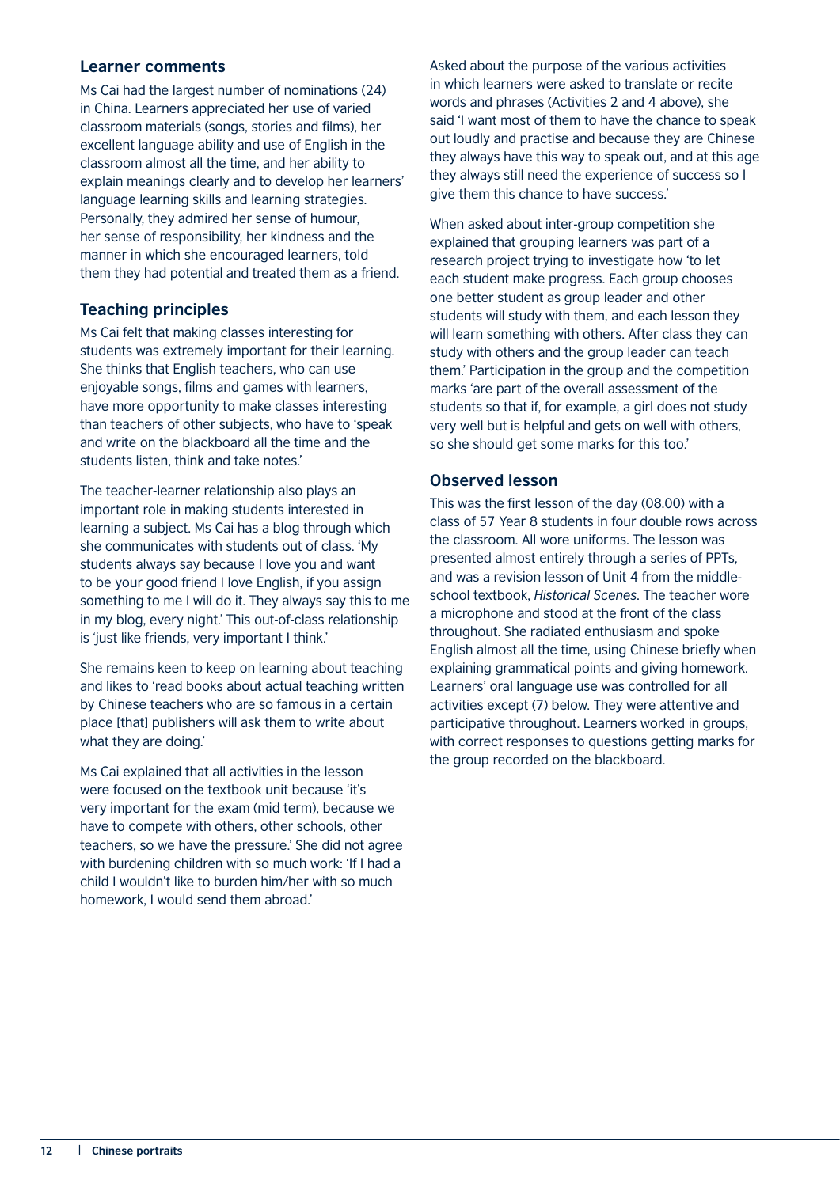### Learner comments

Ms Cai had the largest number of nominations (24) in China. Learners appreciated her use of varied classroom materials (songs, stories and films), her excellent language ability and use of English in the classroom almost all the time, and her ability to explain meanings clearly and to develop her learners' language learning skills and learning strategies. Personally, they admired her sense of humour, her sense of responsibility, her kindness and the manner in which she encouraged learners, told them they had potential and treated them as a friend.

### Teaching principles

Ms Cai felt that making classes interesting for students was extremely important for their learning. She thinks that English teachers, who can use enjoyable songs, films and games with learners, have more opportunity to make classes interesting than teachers of other subjects, who have to 'speak and write on the blackboard all the time and the students listen, think and take notes.'

The teacher-learner relationship also plays an important role in making students interested in learning a subject. Ms Cai has a blog through which she communicates with students out of class. 'My students always say because I love you and want to be your good friend I love English, if you assign something to me I will do it. They always say this to me in my blog, every night.' This out-of-class relationship is 'just like friends, very important I think.'

She remains keen to keep on learning about teaching and likes to 'read books about actual teaching written by Chinese teachers who are so famous in a certain place [that] publishers will ask them to write about what they are doing.'

Ms Cai explained that all activities in the lesson were focused on the textbook unit because 'it's very important for the exam (mid term), because we have to compete with others, other schools, other teachers, so we have the pressure.' She did not agree with burdening children with so much work: 'If I had a child I wouldn't like to burden him/her with so much homework, I would send them abroad.'

Asked about the purpose of the various activities in which learners were asked to translate or recite words and phrases (Activities 2 and 4 above), she said 'I want most of them to have the chance to speak out loudly and practise and because they are Chinese they always have this way to speak out, and at this age they always still need the experience of success so I give them this chance to have success.'

When asked about inter-group competition she explained that grouping learners was part of a research project trying to investigate how 'to let each student make progress. Each group chooses one better student as group leader and other students will study with them, and each lesson they will learn something with others. After class they can study with others and the group leader can teach them.' Participation in the group and the competition marks 'are part of the overall assessment of the students so that if, for example, a girl does not study very well but is helpful and gets on well with others, so she should get some marks for this too.'

### Observed lesson

This was the first lesson of the day (08.00) with a class of 57 Year 8 students in four double rows across the classroom. All wore uniforms. The lesson was presented almost entirely through a series of PPTs, and was a revision lesson of Unit 4 from the middle-school textbook, *Historical Scenes*. The teacher wore a microphone and stood at the front of the class throughout. She radiated enthusiasm and spoke English almost all the time, using Chinese briefly when explaining grammatical points and giving homework. Learners' oral language use was controlled for all activities except (7) below. They were attentive and participative throughout. Learners worked in groups, with correct responses to questions getting marks for the group recorded on the blackboard.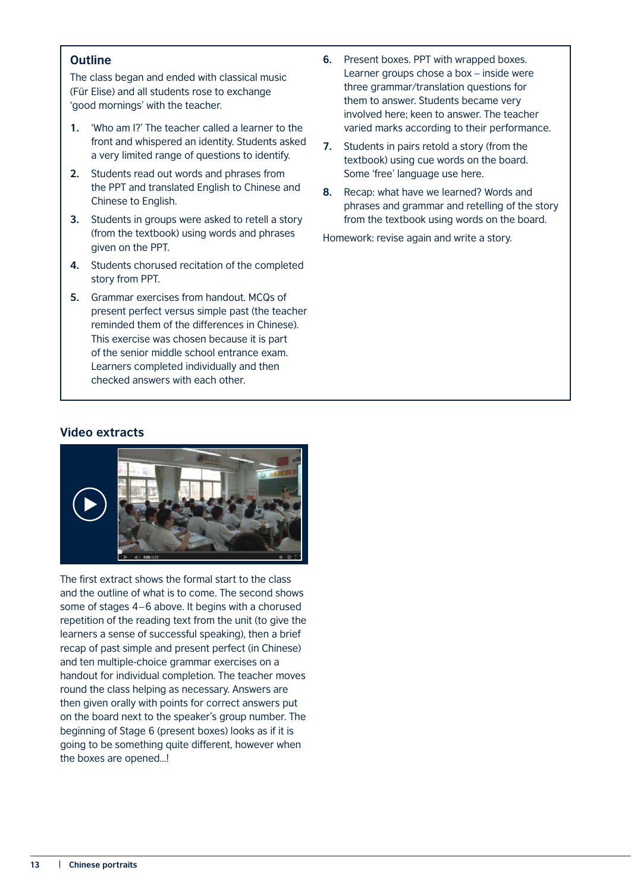## Outline

The class began and ended with classical music (Für Elise) and all students rose to exchange 'good mornings' with the teacher.

1. 'Who am I?' The teacher called a learner to the front and whispered an identity. Students asked a very limited range of questions to identify.
2. Students read out words and phrases from the PPT and translated English to Chinese and Chinese to English.
3. Students in groups were asked to retell a story (from the textbook) using words and phrases given on the PPT.
4. Students chorused recitation of the completed story from PPT.
5. Grammar exercises from handout. MCQs of present perfect versus simple past (the teacher reminded them of the differences in Chinese). This exercise was chosen because it is part of the senior middle school entrance exam. Learners completed individually and then checked answers with each other.
6. Present boxes. PPT with wrapped boxes. Learner groups chose a box – inside were three grammar/translation questions for them to answer. Students became very involved here; keen to answer. The teacher varied marks according to their performance.
7. Students in pairs retold a story (from the textbook) using cue words on the board. Some 'free' language use here.
8. Recap: what have we learned? Words and phrases and grammar and retelling of the story from the textbook using words on the board.

Homework: revise again and write a story.

## Video extracts

The first extract shows the formal start to the class and the outline of what is to come. The second shows some of stages 4–6 above. It begins with a chorused repetition of the reading text from the unit (to give the learners a sense of successful speaking), then a brief recap of past simple and present perfect (in Chinese) and ten multiple-choice grammar exercises on a handout for individual completion. The teacher moves round the class helping as necessary. Answers are then given orally with points for correct answers put on the board next to the speaker's group number. The beginning of Stage 6 (present boxes) looks as if it is going to be something quite different, however when the boxes are opened...!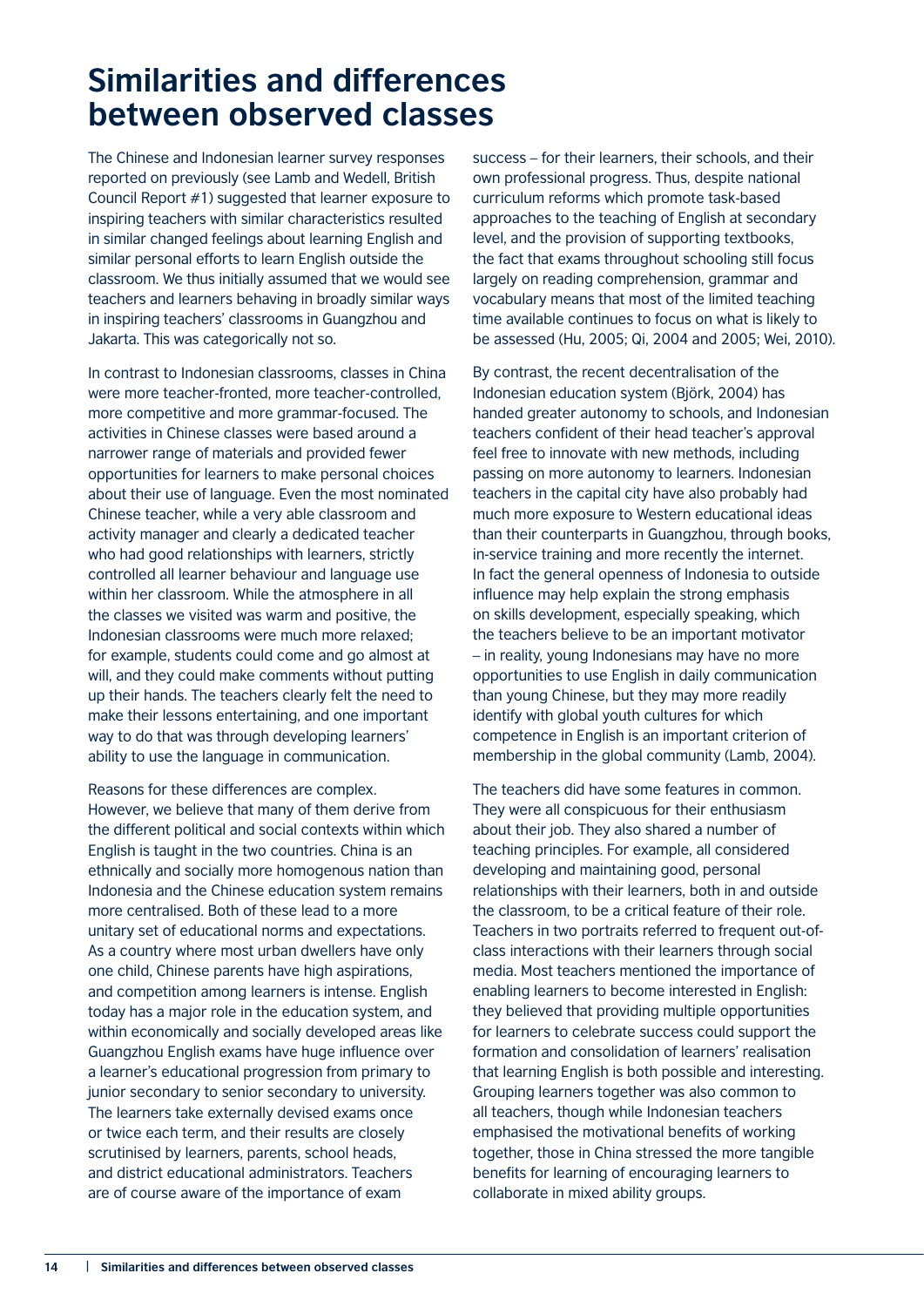# Similarities and differences between observed classes

The Chinese and Indonesian learner survey responses reported on previously (see Lamb and Wedell, British Council Report #1) suggested that learner exposure to inspiring teachers with similar characteristics resulted in similar changed feelings about learning English and similar personal efforts to learn English outside the classroom. We thus initially assumed that we would see teachers and learners behaving in broadly similar ways in inspiring teachers' classrooms in Guangzhou and Jakarta. This was categorically not so.

In contrast to Indonesian classrooms, classes in China were more teacher-fronted, more teacher-controlled, more competitive and more grammar-focused. The activities in Chinese classes were based around a narrower range of materials and provided fewer opportunities for learners to make personal choices about their use of language. Even the most nominated Chinese teacher, while a very able classroom and activity manager and clearly a dedicated teacher who had good relationships with learners, strictly controlled all learner behaviour and language use within her classroom. While the atmosphere in all the classes we visited was warm and positive, the Indonesian classrooms were much more relaxed; for example, students could come and go almost at will, and they could make comments without putting up their hands. The teachers clearly felt the need to make their lessons entertaining, and one important way to do that was through developing learners' ability to use the language in communication.

Reasons for these differences are complex. However, we believe that many of them derive from the different political and social contexts within which English is taught in the two countries. China is an ethnically and socially more homogenous nation than Indonesia and the Chinese education system remains more centralised. Both of these lead to a more unitary set of educational norms and expectations. As a country where most urban dwellers have only one child, Chinese parents have high aspirations, and competition among learners is intense. English today has a major role in the education system, and within economically and socially developed areas like Guangzhou English exams have huge influence over a learner's educational progression from primary to junior secondary to senior secondary to university. The learners take externally devised exams once or twice each term, and their results are closely scrutinised by learners, parents, school heads, and district educational administrators. Teachers are of course aware of the importance of exam success – for their learners, their schools, and their own professional progress. Thus, despite national curriculum reforms which promote task-based approaches to the teaching of English at secondary level, and the provision of supporting textbooks, the fact that exams throughout schooling still focus largely on reading comprehension, grammar and vocabulary means that most of the limited teaching time available continues to focus on what is likely to be assessed (Hu, 2005; Qi, 2004 and 2005; Wei, 2010).

By contrast, the recent decentralisation of the Indonesian education system (Björk, 2004) has handed greater autonomy to schools, and Indonesian teachers confident of their head teacher's approval feel free to innovate with new methods, including passing on more autonomy to learners. Indonesian teachers in the capital city have also probably had much more exposure to Western educational ideas than their counterparts in Guangzhou, through books, in-service training and more recently the internet. In fact the general openness of Indonesia to outside influence may help explain the strong emphasis on skills development, especially speaking, which the teachers believe to be an important motivator – in reality, young Indonesians may have no more opportunities to use English in daily communication than young Chinese, but they may more readily identify with global youth cultures for which competence in English is an important criterion of membership in the global community (Lamb, 2004).

The teachers did have some features in common. They were all conspicuous for their enthusiasm about their job. They also shared a number of teaching principles. For example, all considered developing and maintaining good, personal relationships with their learners, both in and outside the classroom, to be a critical feature of their role. Teachers in two portraits referred to frequent out-of-class interactions with their learners through social media. Most teachers mentioned the importance of enabling learners to become interested in English: they believed that providing multiple opportunities for learners to celebrate success could support the formation and consolidation of learners' realisation that learning English is both possible and interesting. Grouping learners together was also common to all teachers, though while Indonesian teachers emphasised the motivational benefits of working together, those in China stressed the more tangible benefits for learning of encouraging learners to collaborate in mixed ability groups.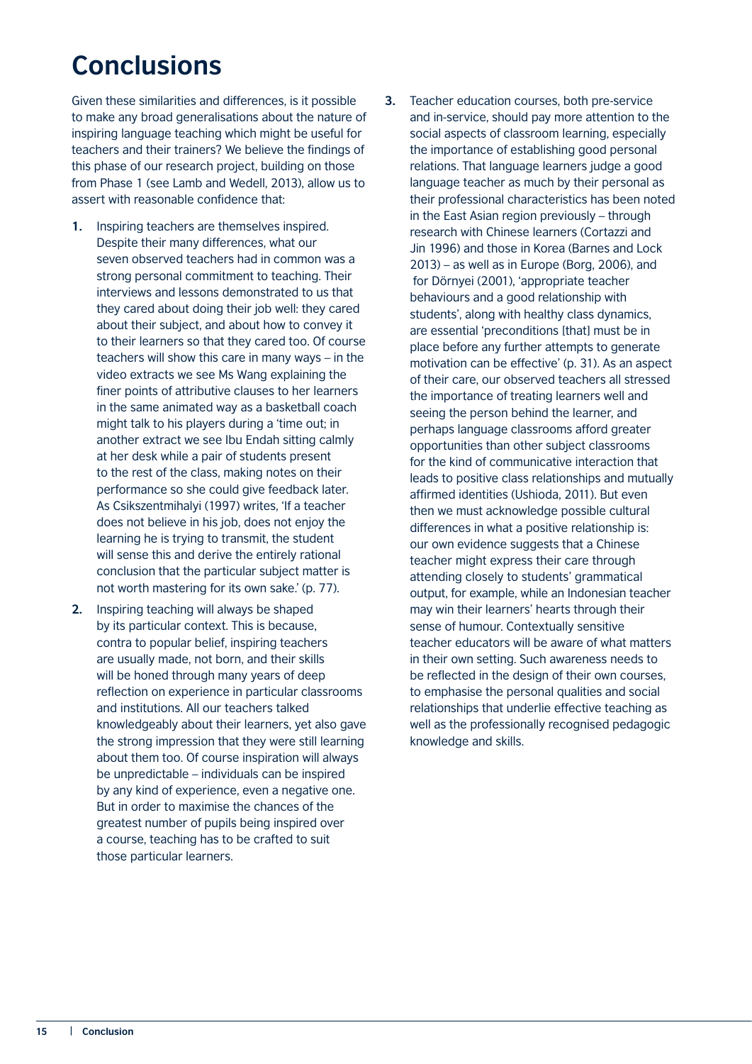# Conclusions

Given these similarities and differences, is it possible to make any broad generalisations about the nature of inspiring language teaching which might be useful for teachers and their trainers? We believe the findings of this phase of our research project, building on those from Phase 1 (see Lamb and Wedell, 2013), allow us to assert with reasonable confidence that:

1. Inspiring teachers are themselves inspired. Despite their many differences, what our seven observed teachers had in common was a strong personal commitment to teaching. Their interviews and lessons demonstrated to us that they cared about doing their job well: they cared about their subject, and about how to convey it to their learners so that they cared too. Of course teachers will show this care in many ways – in the video extracts we see Ms Wang explaining the finer points of attributive clauses to her learners in the same animated way as a basketball coach might talk to his players during a 'time out; in another extract we see Ibu Endah sitting calmly at her desk while a pair of students present to the rest of the class, making notes on their performance so she could give feedback later. As Csikszentmihalyi (1997) writes, 'If a teacher does not believe in his job, does not enjoy the learning he is trying to transmit, the student will sense this and derive the entirely rational conclusion that the particular subject matter is not worth mastering for its own sake.' (p. 77).

2. Inspiring teaching will always be shaped by its particular context. This is because, contra to popular belief, inspiring teachers are usually made, not born, and their skills will be honed through many years of deep reflection on experience in particular classrooms and institutions. All our teachers talked knowledgeably about their learners, yet also gave the strong impression that they were still learning about them too. Of course inspiration will always be unpredictable – individuals can be inspired by any kind of experience, even a negative one. But in order to maximise the chances of the greatest number of pupils being inspired over a course, teaching has to be crafted to suit those particular learners.

3. Teacher education courses, both pre-service and in-service, should pay more attention to the social aspects of classroom learning, especially the importance of establishing good personal relations. That language learners judge a good language teacher as much by their personal as their professional characteristics has been noted in the East Asian region previously – through research with Chinese learners (Cortazzi and Jin 1996) and those in Korea (Barnes and Lock 2013) – as well as in Europe (Borg, 2006), and for Dörnyei (2001), 'appropriate teacher behaviours and a good relationship with students', along with healthy class dynamics, are essential 'preconditions [that] must be in place before any further attempts to generate motivation can be effective' (p. 31). As an aspect of their care, our observed teachers all stressed the importance of treating learners well and seeing the person behind the learner, and perhaps language classrooms afford greater opportunities than other subject classrooms for the kind of communicative interaction that leads to positive class relationships and mutually affirmed identities (Ushioda, 2011). But even then we must acknowledge possible cultural differences in what a positive relationship is: our own evidence suggests that a Chinese teacher might express their care through attending closely to students' grammatical output, for example, while an Indonesian teacher may win their learners' hearts through their sense of humour. Contextually sensitive teacher educators will be aware of what matters in their own setting. Such awareness needs to be reflected in the design of their own courses, to emphasise the personal qualities and social relationships that underlie effective teaching as well as the professionally recognised pedagogic knowledge and skills.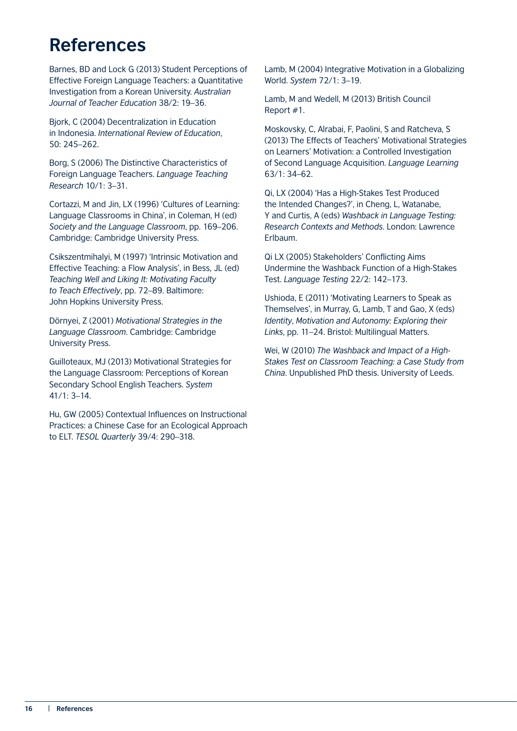# References

Barnes, BD and Lock G (2013) Student Perceptions of Effective Foreign Language Teachers: a Quantitative Investigation from a Korean University. *Australian Journal of Teacher Education* 38/2: 19–36.

Bjork, C (2004) Decentralization in Education in Indonesia. *International Review of Education*, 50: 245–262.

Borg, S (2006) The Distinctive Characteristics of Foreign Language Teachers. *Language Teaching Research* 10/1: 3–31.

Cortazzi, M and Jin, LX (1996) 'Cultures of Learning: Language Classrooms in China', in Coleman, H (ed) *Society and the Language Classroom*, pp. 169–206. Cambridge: Cambridge University Press.

Csikszentmihalyi, M (1997) 'Intrinsic Motivation and Effective Teaching: a Flow Analysis', in Bess, JL (ed) *Teaching Well and Liking It: Motivating Faculty to Teach Effectively*, pp. 72–89. Baltimore: John Hopkins University Press.

Dörnyei, Z (2001) *Motivational Strategies in the Language Classroom*. Cambridge: Cambridge University Press.

Guilloteaux, MJ (2013) Motivational Strategies for the Language Classroom: Perceptions of Korean Secondary School English Teachers. *System* 41/1: 3–14.

Hu, GW (2005) Contextual Influences on Instructional Practices: a Chinese Case for an Ecological Approach to ELT. *TESOL Quarterly* 39/4: 290–318.

Lamb, M (2004) Integrative Motivation in a Globalizing World. *System* 72/1: 3–19.

Lamb, M and Wedell, M (2013) British Council Report #1.

Moskovsky, C, Alrabai, F, Paolini, S and Ratcheva, S (2013) The Effects of Teachers' Motivational Strategies on Learners' Motivation: a Controlled Investigation of Second Language Acquisition. *Language Learning* 63/1: 34–62.

Qi, LX (2004) 'Has a High-Stakes Test Produced the Intended Changes?', in Cheng, L, Watanabe, Y and Curtis, A (eds) *Washback in Language Testing: Research Contexts and Methods*. London: Lawrence Erlbaum.

Qi LX (2005) Stakeholders' Conflicting Aims Undermine the Washback Function of a High-Stakes Test. *Language Testing* 22/2: 142–173.

Ushioda, E (2011) 'Motivating Learners to Speak as Themselves', in Murray, G, Lamb, T and Gao, X (eds) *Identity, Motivation and Autonomy: Exploring their Links*, pp. 11–24. Bristol: Multilingual Matters.

Wei, W (2010) *The Washback and Impact of a High-Stakes Test on Classroom Teaching: a Case Study from China*. Unpublished PhD thesis. University of Leeds.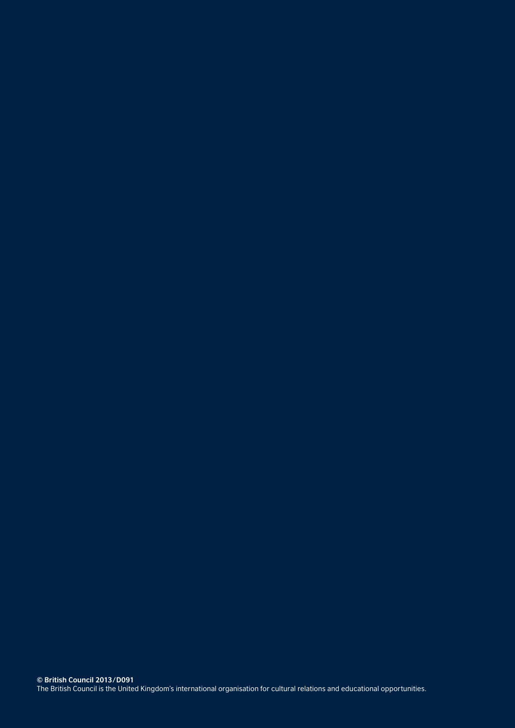**© British Council 2013/D091**
The British Council is the United Kingdom's international organisation for cultural relations and educational opportunities.